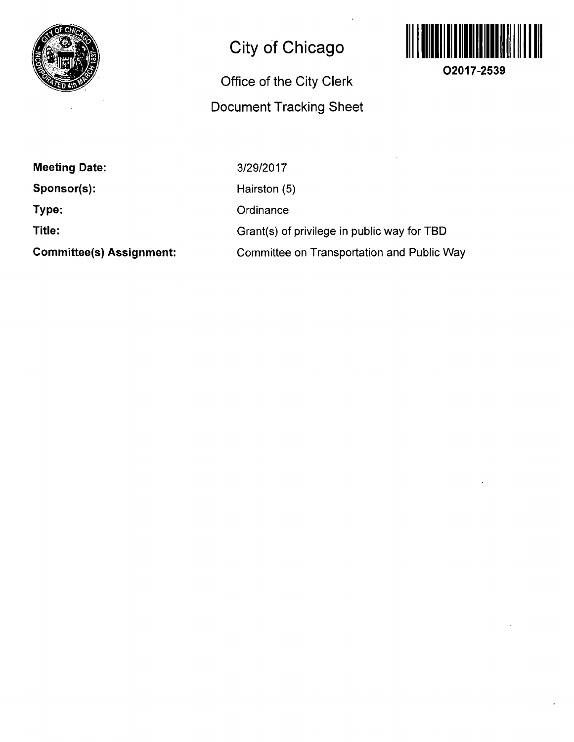# City of Chicago

O2017-2539

## Office of the City Clerk

## Document Tracking Sheet

| | |
|---|---|
| **Meeting Date:** | 3/29/2017 |
| **Sponsor(s):** | Hairston (5) |
| **Type:** | Ordinance |
| **Title:** | Grant(s) of privilege in public way for TBD |
| **Committee(s) Assignment:** | Committee on Transportation and Public Way |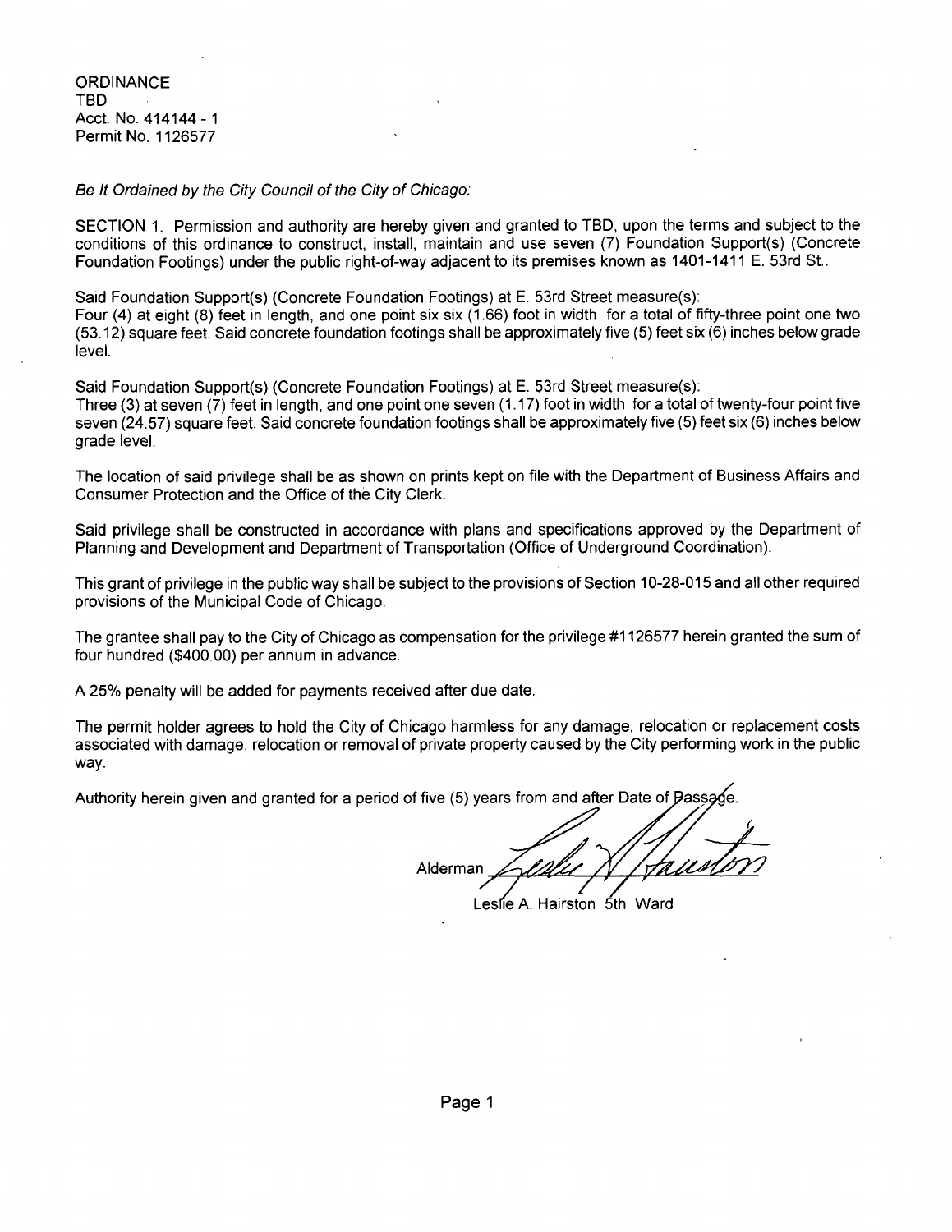ORDINANCE
TBD
Acct. No. 414144 - 1
Permit No. 1126577

*Be It Ordained by the City Council of the City of Chicago:*

SECTION 1. Permission and authority are hereby given and granted to TBD, upon the terms and subject to the conditions of this ordinance to construct, install, maintain and use seven (7) Foundation Support(s) (Concrete Foundation Footings) under the public right-of-way adjacent to its premises known as 1401-1411 E. 53rd St..

Said Foundation Support(s) (Concrete Foundation Footings) at E. 53rd Street measure(s):
Four (4) at eight (8) feet in length, and one point six six (1.66) foot in width for a total of fifty-three point one two (53.12) square feet. Said concrete foundation footings shall be approximately five (5) feet six (6) inches below grade level.

Said Foundation Support(s) (Concrete Foundation Footings) at E. 53rd Street measure(s):
Three (3) at seven (7) feet in length, and one point one seven (1.17) foot in width for a total of twenty-four point five seven (24.57) square feet. Said concrete foundation footings shall be approximately five (5) feet six (6) inches below grade level.

The location of said privilege shall be as shown on prints kept on file with the Department of Business Affairs and Consumer Protection and the Office of the City Clerk.

Said privilege shall be constructed in accordance with plans and specifications approved by the Department of Planning and Development and Department of Transportation (Office of Underground Coordination).

This grant of privilege in the public way shall be subject to the provisions of Section 10-28-015 and all other required provisions of the Municipal Code of Chicago.

The grantee shall pay to the City of Chicago as compensation for the privilege #1126577 herein granted the sum of four hundred ($400.00) per annum in advance.

A 25% penalty will be added for payments received after due date.

The permit holder agrees to hold the City of Chicago harmless for any damage, relocation or replacement costs associated with damage, relocation or removal of private property caused by the City performing work in the public way.

Authority herein given and granted for a period of five (5) years from and after Date of Passage.

Alderman [signature]
Leslie A. Hairston 5th Ward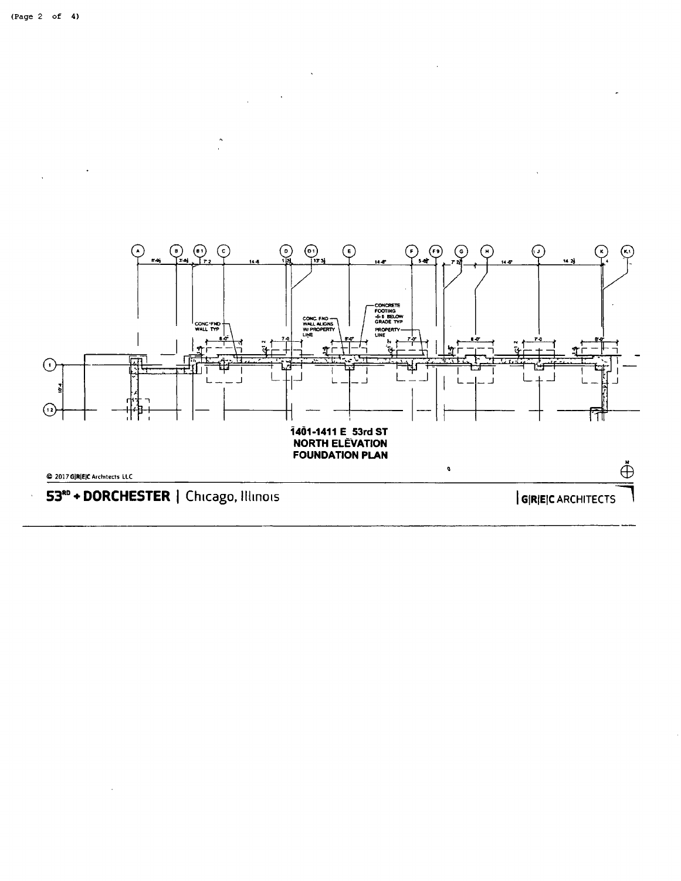CONC FND WALL TYP

CONC FND WALL ALIGNS W/ PROPERTY LINE

CONCRETE FOOTING -6-8 BELOW GRADE TYP

PROPERTY LINE

**1401-1411 E 53rd ST**
**NORTH ELEVATION**
**FOUNDATION PLAN**

© 2017 G|R|E|C Architects LLC

**53RD + DORCHESTER** | Chicago, Illinois

| G|R|E|C ARCHITECTS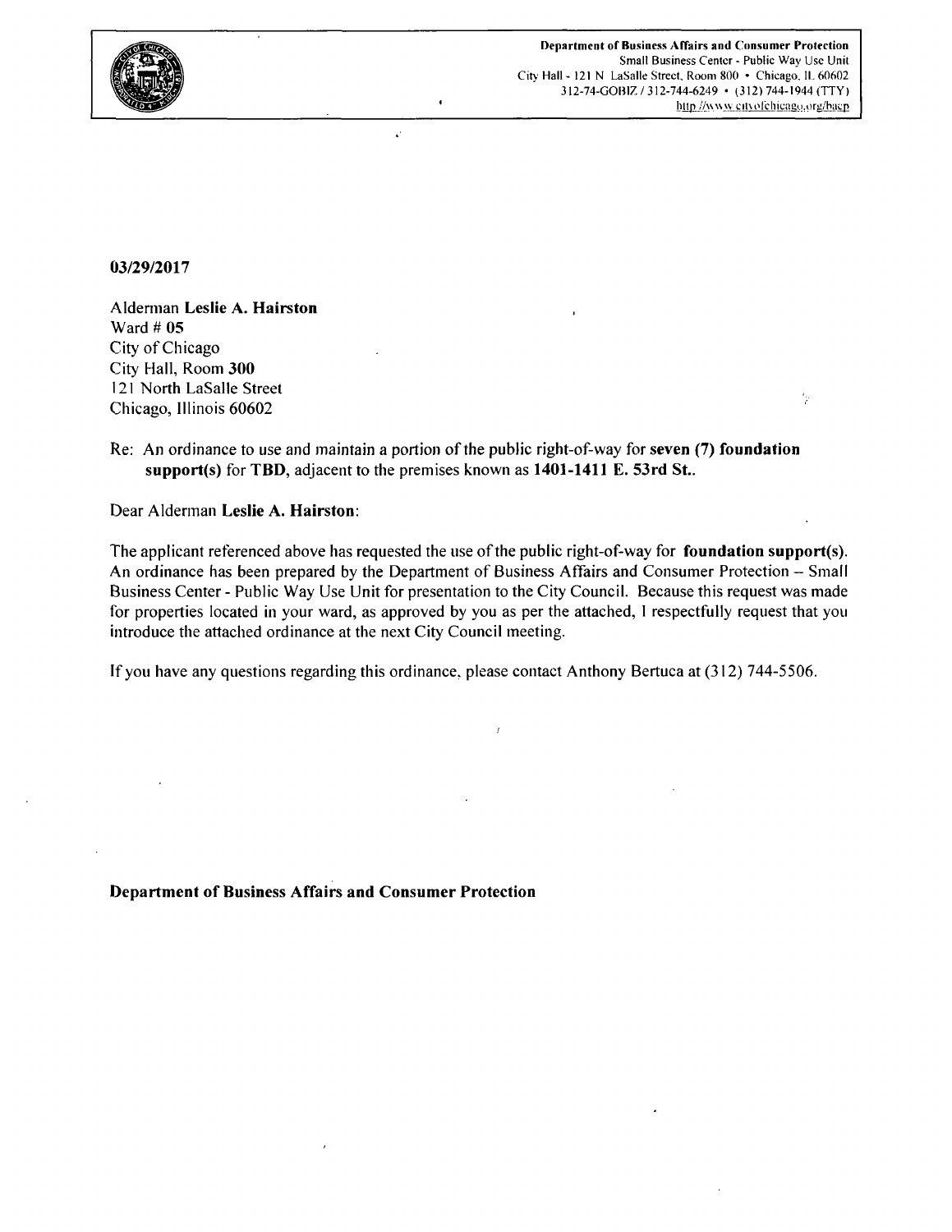**Department of Business Affairs and Consumer Protection**
Small Business Center - Public Way Use Unit
City Hall - 121 N LaSalle Street, Room 800 • Chicago, IL 60602
312-74-GOBIZ / 312-744-6249 • (312) 744-1944 (TTY)
http://www.cityofchicago.org/bacp

**03/29/2017**

Alderman **Leslie A. Hairston**
Ward # **05**
City of Chicago
City Hall, Room **300**
121 North LaSalle Street
Chicago, Illinois 60602

Re: An ordinance to use and maintain a portion of the public right-of-way for **seven (7) foundation support(s)** for **TBD**, adjacent to the premises known as **1401-1411 E. 53rd St.**.

Dear Alderman **Leslie A. Hairston**:

The applicant referenced above has requested the use of the public right-of-way for **foundation support(s)**. An ordinance has been prepared by the Department of Business Affairs and Consumer Protection – Small Business Center - Public Way Use Unit for presentation to the City Council. Because this request was made for properties located in your ward, as approved by you as per the attached, I respectfully request that you introduce the attached ordinance at the next City Council meeting.

If you have any questions regarding this ordinance, please contact Anthony Bertuca at (312) 744-5506.

**Department of Business Affairs and Consumer Protection**